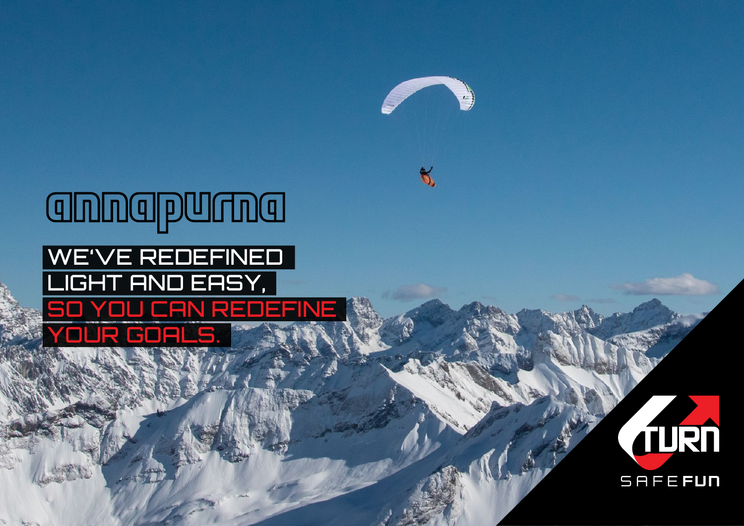# annapurna

WE'VE REDEFINED LIGHT AND EASY, SO YOU CAN REDEFINE YOUR GOALS.

TURN

SAFE FUN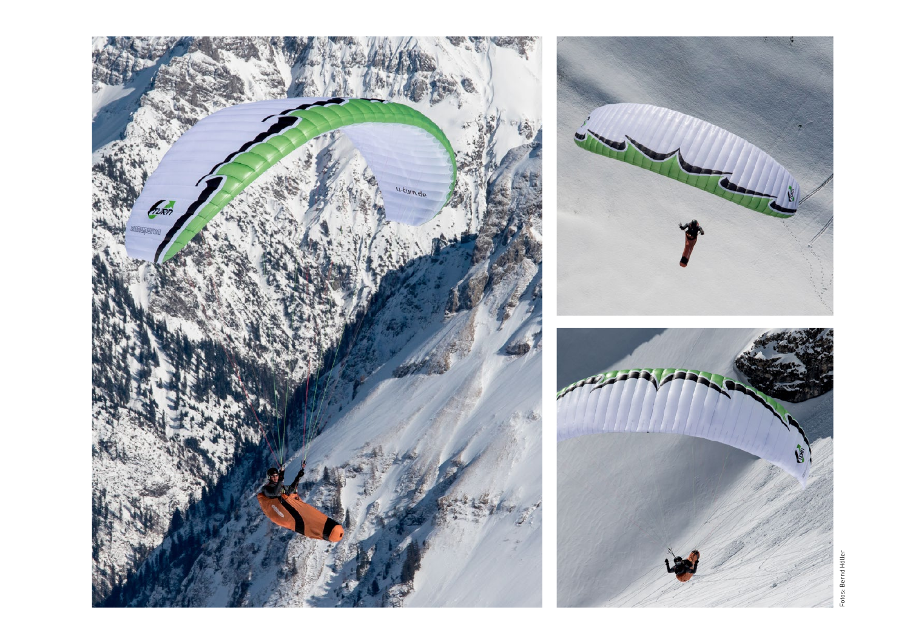Fotos: Bernd Höller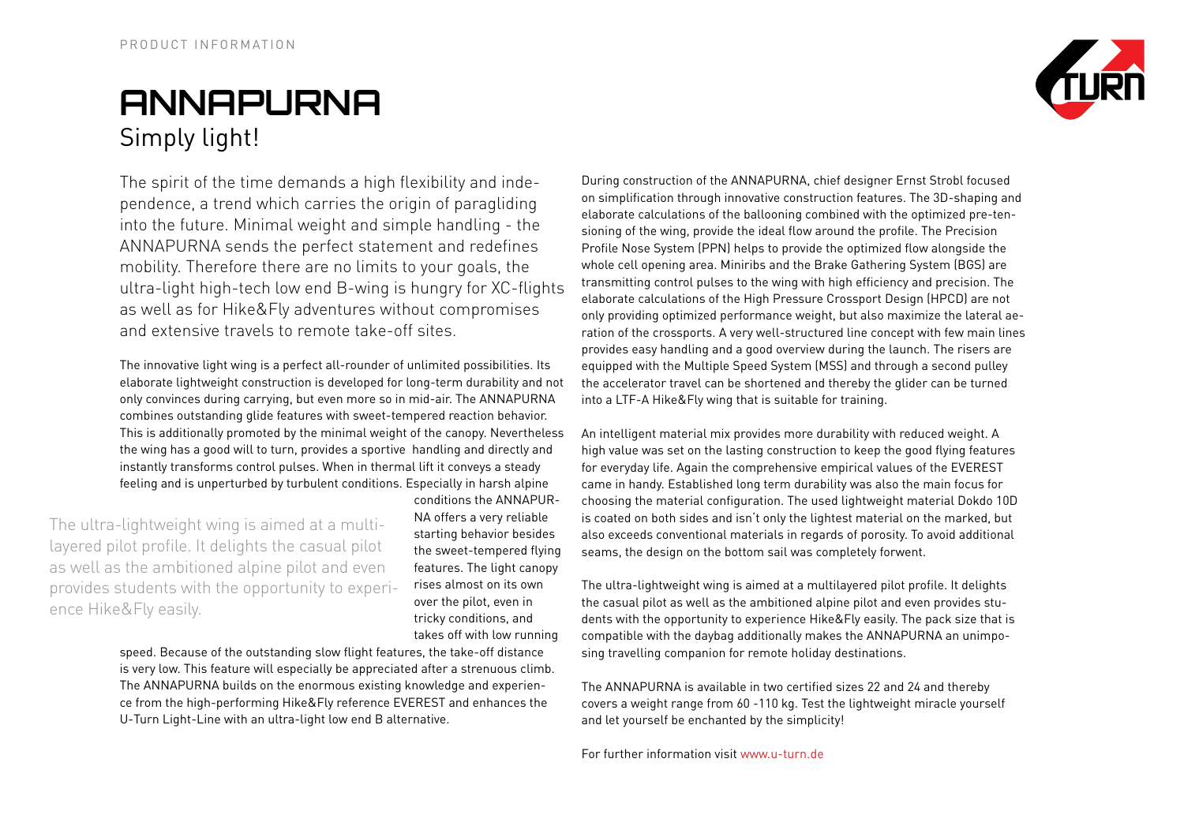PRODUCT INFORMATION

# ANNAPURNA

## Simply light!

The spirit of the time demands a high flexibility and independence, a trend which carries the origin of paragliding into the future. Minimal weight and simple handling - the ANNAPURNA sends the perfect statement and redefines mobility. Therefore there are no limits to your goals, the ultra-light high-tech low end B-wing is hungry for XC-flights as well as for Hike&Fly adventures without compromises and extensive travels to remote take-off sites.

The innovative light wing is a perfect all-rounder of unlimited possibilities. Its elaborate lightweight construction is developed for long-term durability and not only convinces during carrying, but even more so in mid-air. The ANNAPURNA combines outstanding glide features with sweet-tempered reaction behavior. This is additionally promoted by the minimal weight of the canopy. Nevertheless the wing has a good will to turn, provides a sportive handling and directly and instantly transforms control pulses. When in thermal lift it conveys a steady feeling and is unperturbed by turbulent conditions. Especially in harsh alpine conditions the ANNAPURNA offers a very reliable starting behavior besides the sweet-tempered flying features. The light canopy rises almost on its own over the pilot, even in tricky conditions, and takes off with low running speed. Because of the outstanding slow flight features, the take-off distance is very low. This feature will especially be appreciated after a strenuous climb. The ANNAPURNA builds on the enormous existing knowledge and experience from the high-performing Hike&Fly reference EVEREST and enhances the U-Turn Light-Line with an ultra-light low end B alternative.

> The ultra-lightweight wing is aimed at a multilayered pilot profile. It delights the casual pilot as well as the ambitioned alpine pilot and even provides students with the opportunity to experience Hike&Fly easily.

During construction of the ANNAPURNA, chief designer Ernst Strobl focused on simplification through innovative construction features. The 3D-shaping and elaborate calculations of the ballooning combined with the optimized pre-tensioning of the wing, provide the ideal flow around the profile. The Precision Profile Nose System (PPN) helps to provide the optimized flow alongside the whole cell opening area. Miniribs and the Brake Gathering System (BGS) are transmitting control pulses to the wing with high efficiency and precision. The elaborate calculations of the High Pressure Crossport Design (HPCD) are not only providing optimized performance weight, but also maximize the lateral aeration of the crossports. A very well-structured line concept with few main lines provides easy handling and a good overview during the launch. The risers are equipped with the Multiple Speed System (MSS) and through a second pulley the accelerator travel can be shortened and thereby the glider can be turned into a LTF-A Hike&Fly wing that is suitable for training.

An intelligent material mix provides more durability with reduced weight. A high value was set on the lasting construction to keep the good flying features for everyday life. Again the comprehensive empirical values of the EVEREST came in handy. Established long term durability was also the main focus for choosing the material configuration. The used lightweight material Dokdo 10D is coated on both sides and isn't only the lightest material on the marked, but also exceeds conventional materials in regards of porosity. To avoid additional seams, the design on the bottom sail was completely forwent.

The ultra-lightweight wing is aimed at a multilayered pilot profile. It delights the casual pilot as well as the ambitioned alpine pilot and even provides students with the opportunity to experience Hike&Fly easily. The pack size that is compatible with the daybag additionally makes the ANNAPURNA an unimposing travelling companion for remote holiday destinations.

The ANNAPURNA is available in two certified sizes 22 and 24 and thereby covers a weight range from 60 -110 kg. Test the lightweight miracle yourself and let yourself be enchanted by the simplicity!

For further information visit www.u-turn.de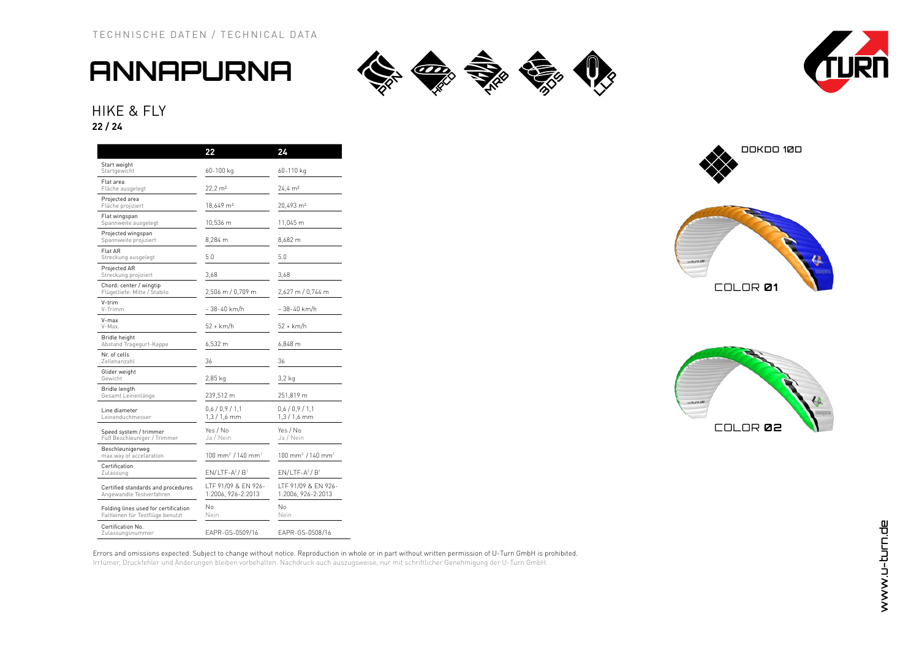TECHNISCHE DATEN / TECHNICAL DATA

# ANNAPURNA

PPN HPCD MRB 3DS LLP

## HIKE & FLY

**22 / 24**

| | 22 | 24 |
|---|---|---|
| Start weight<br>Startgewicht | 60-100 kg | 60-110 kg |
| Flat area<br>Fläche ausgelegt | 22,2 m² | 24,4 m² |
| Projected area<br>Fläche projiziert | 18,649 m² | 20,493 m² |
| Flat wingspan<br>Spannweite ausgelegt | 10,536 m | 11,045 m |
| Projected wingspan<br>Spannweite projiziert | 8,284 m | 8,682 m |
| Flat AR<br>Streckung ausgelegt | 5.0 | 5.0 |
| Projected AR<br>Streckung projiziert | 3,68 | 3,68 |
| Chord: center / wingtip<br>Flügeltiefe: Mitte / Stabilo | 2,506 m / 0,709 m | 2,627 m / 0,744 m |
| V-trim<br>V-Trimm | ~ 38-40 km/h | ~ 38-40 km/h |
| V-max<br>V-Max. | 52 + km/h | 52 + km/h |
| Bridle height<br>Abstand Tragegurt-Kappe | 6,532 m | 6,848 m |
| Nr. of cells<br>Zellenanzahl | 36 | 36 |
| Glider weight<br>Gewicht | 2,85 kg | 3,2 kg |
| Bridle length<br>Gesamt Leinenlänge | 239,512 m | 251,819 m |
| Line diameter<br>Leinenduchmesser | 0,6 / 0,9 / 1,1<br>1,3 / 1,6 mm | 0,6 / 0,9 / 1,1<br>1,3 / 1,6 mm |
| Speed system / trimmer<br>Fuß Beschleuniger / Trimmer | Yes / No<br>Ja / Nein | Yes / No<br>Ja / Nein |
| Beschleunigerweg<br>max.way of accelaration | 100 mm[2] / 140 mm[1] | 100 mm[2] / 140 mm[1] |
| Certification<br>Zulassung | EN/LTF-A[2] / B[1] | EN/LTF-A[2] / B[1] |
| Certified standards and procedures<br>Angewandte Testverfahren | LTF 91/09 & EN 926-1:2006, 926-2:2013 | LTF 91/09 & EN 926-1:2006, 926-2:2013 |
| Folding lines used for certification<br>Faltleinen für Testflüge benutzt | No<br>Nein | No<br>Nein |
| Certification No.<br>Zulassungsnummer | EAPR-GS-0509/16 | EAPR-GS-0508/16 |

DOKDO 10D

COLOR 01

COLOR 02

Errors and omissions expected. Subject to change without notice. Reproduction in whole or in part without written permission of U-Turn GmbH is prohibited.
Irrtümer, Druckfehler und Änderungen bleiben vorbehalten. Nachdruck auch auszugsweise, nur mit schriftlicher Genehmigung der U-Turn GmbH.

www.u-turn.de